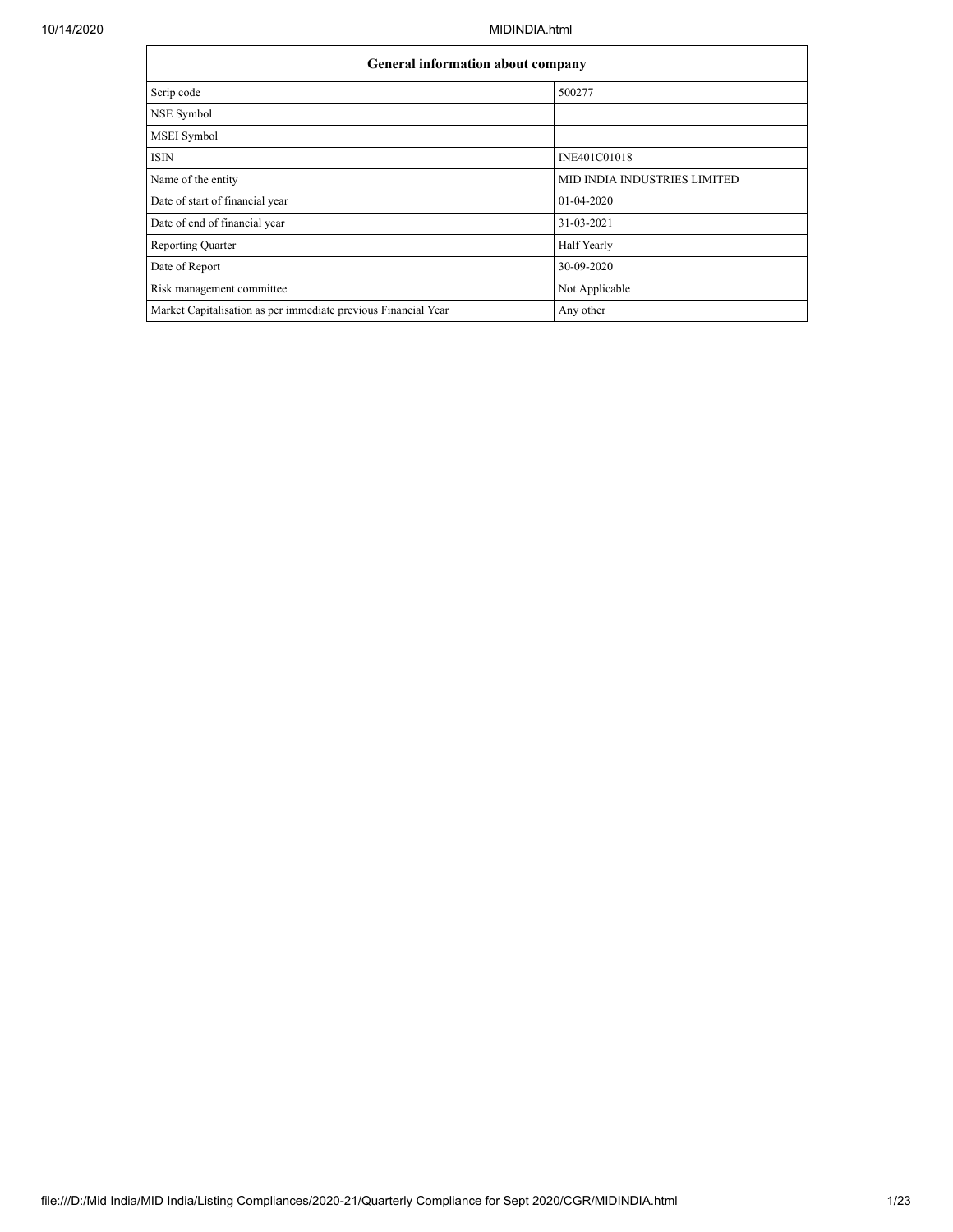| General information about company | |
|---|---|
| Scrip code | 500277 |
| NSE Symbol | |
| MSEI Symbol | |
| ISIN | INE401C01018 |
| Name of the entity | MID INDIA INDUSTRIES LIMITED |
| Date of start of financial year | 01-04-2020 |
| Date of end of financial year | 31-03-2021 |
| Reporting Quarter | Half Yearly |
| Date of Report | 30-09-2020 |
| Risk management committee | Not Applicable |
| Market Capitalisation as per immediate previous Financial Year | Any other |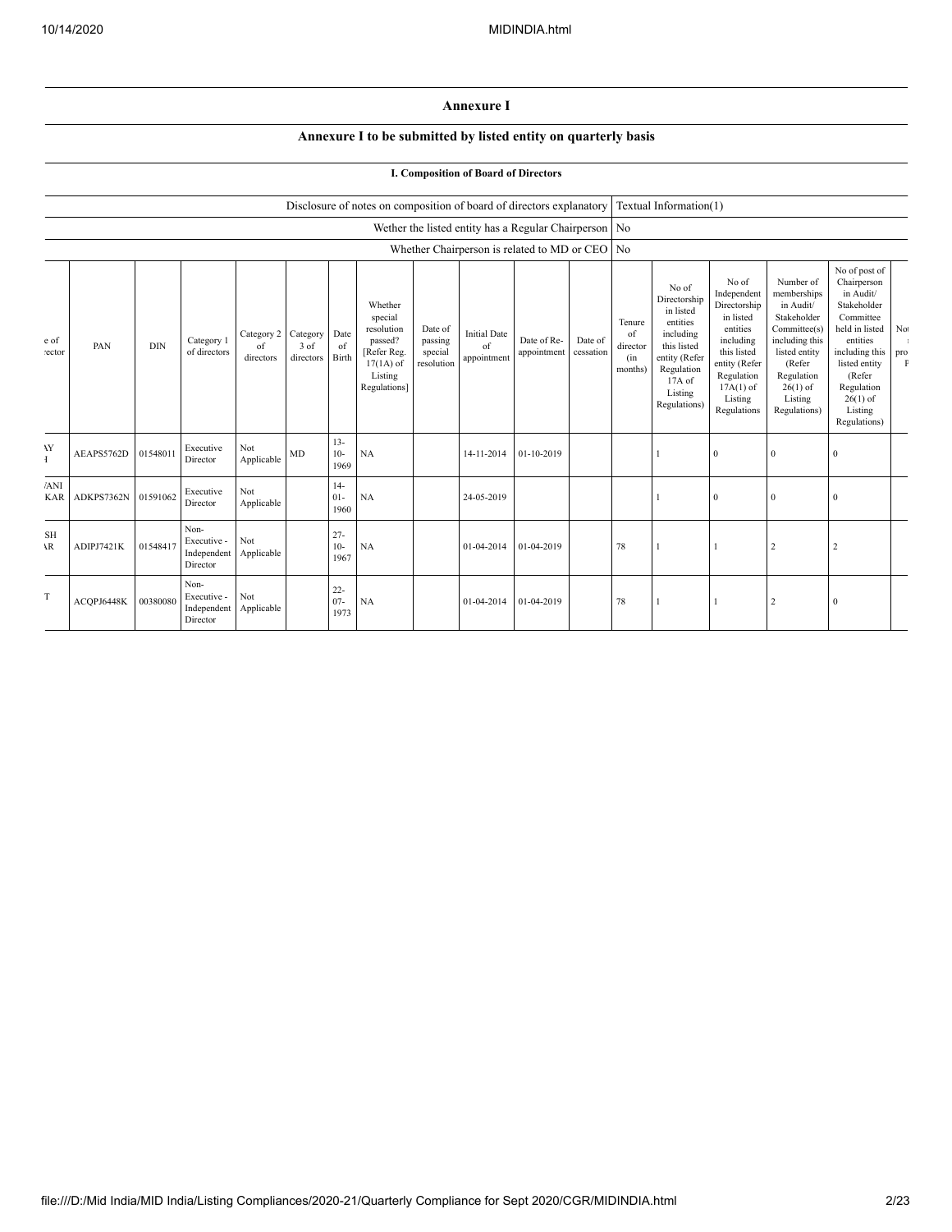## Annexure I

### Annexure I to be submitted by listed entity on quarterly basis

#### I. Composition of Board of Directors

| | |
|---|---|
| Disclosure of notes on composition of board of directors explanatory | Textual Information(1) |
| Wether the listed entity has a Regular Chairperson | No |
| Whether Chairperson is related to MD or CEO | No |

| e of rector | PAN | DIN | Category 1 of directors | Category 2 of directors | Category 3 of directors | Date of Birth | Whether special resolution passed? [Refer Reg. 17(1A) of Listing Regulations] | Date of passing special resolution | Initial Date of appointment | Date of Re-appointment | Date of cessation | Tenure of director (in months) | No of Directorship in listed entities including this listed entity (Refer Regulation 17A of Listing Regulations) | No of Independent Directorship in listed entities including this listed entity (Refer Regulation 17A(1) of Listing Regulations | Number of memberships in Audit/ Stakeholder Committee(s) including this listed entity (Refer Regulation 26(1) of Listing Regulations) | No of post of Chairperson in Audit/ Stakeholder Committee held in listed entities including this listed entity (Refer Regulation 26(1) of Listing Regulations) | No pro F |
|---|---|---|---|---|---|---|---|---|---|---|---|---|---|---|---|---|---|
| AY I | AEAPS5762D | 01548011 | Executive Director | Not Applicable | MD | 13-10-1969 | NA | | 14-11-2014 | 01-10-2019 | | | 1 | 0 | 0 | 0 | |
| /ANI KAR | ADKPS7362N | 01591062 | Executive Director | Not Applicable | | 14-01-1960 | NA | | 24-05-2019 | | | | 1 | 0 | 0 | 0 | |
| SH AR | ADIPJ7421K | 01548417 | Non-Executive - Independent Director | Not Applicable | | 27-10-1967 | NA | | 01-04-2014 | 01-04-2019 | | 78 | 1 | 1 | 2 | 2 | |
| T | ACQPJ6448K | 00380080 | Non-Executive - Independent Director | Not Applicable | | 22-07-1973 | NA | | 01-04-2014 | 01-04-2019 | | 78 | 1 | 1 | 2 | 0 | |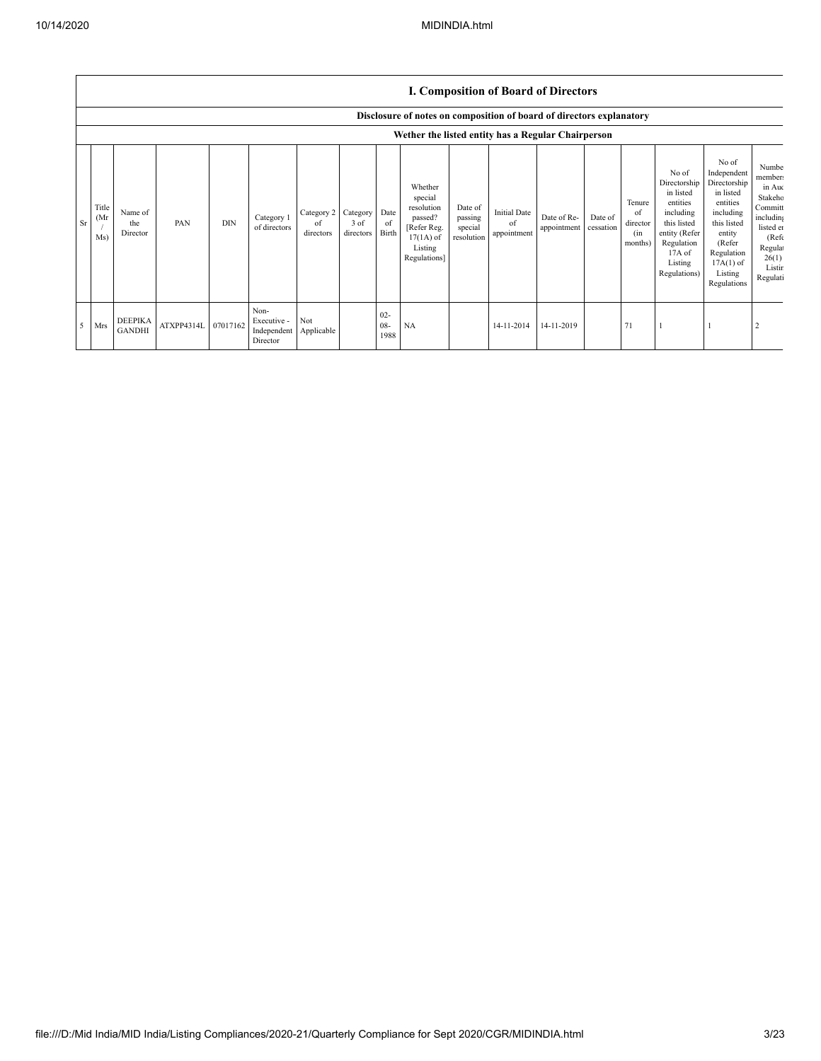## I. Composition of Board of Directors

### Disclosure of notes on composition of board of directors explanatory

### Wether the listed entity has a Regular Chairperson

| Sr | Title (Mr / Ms) | Name of the Director | PAN | DIN | Category 1 of directors | Category 2 of directors | Category 3 of directors | Date of Birth | Whether special resolution passed? [Refer Reg. 17(1A) of Listing Regulations] | Date of passing special resolution | Initial Date of appointment | Date of Re-appointment | Date of cessation | Tenure of director (in months) | No of Directorship in listed entities including this listed entity (Refer Regulation 17A of Listing Regulations) | No of Independent Directorship in listed entities including this listed entity (Refer Regulation 17A(1) of Listing Regulations | Number of memberships in Audit/ Stakeholder Committee(s) including this listed entity (Refer Regulation 26(1) of Listing Regulations |
|---|---|---|---|---|---|---|---|---|---|---|---|---|---|---|---|---|---|
| 5 | Mrs | DEEPIKA GANDHI | ATXPP4314L | 07017162 | Non-Executive - Independent Director | Not Applicable | | 02-08-1988 | NA | | 14-11-2014 | 14-11-2019 | | 71 | 1 | 1 | 2 |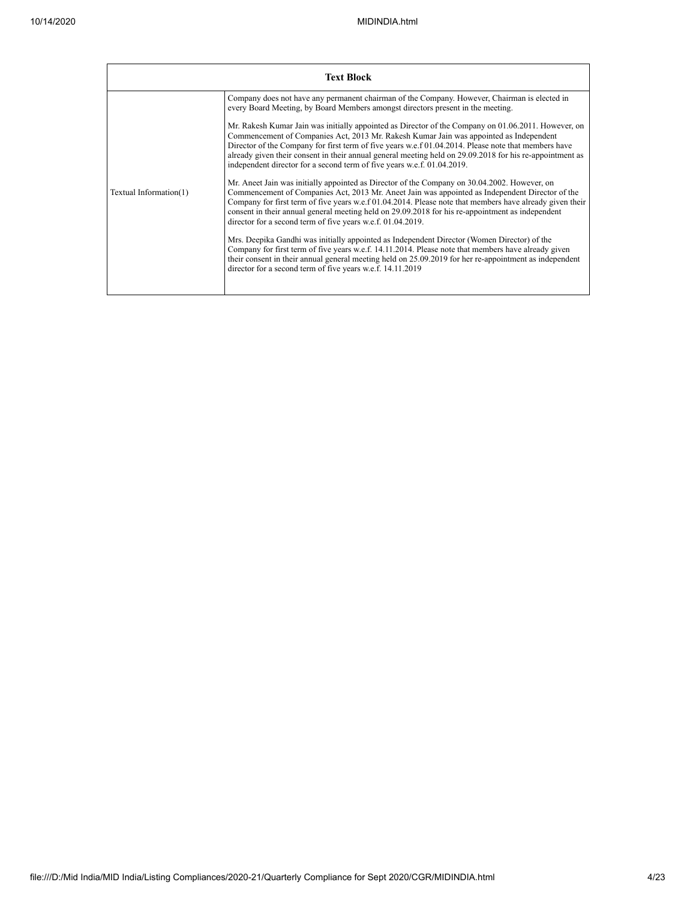| Text Block | |
|---|---|
| Textual Information(1) | Company does not have any permanent chairman of the Company. However, Chairman is elected in every Board Meeting, by Board Members amongst directors present in the meeting.<br><br>Mr. Rakesh Kumar Jain was initially appointed as Director of the Company on 01.06.2011. However, on Commencement of Companies Act, 2013 Mr. Rakesh Kumar Jain was appointed as Independent Director of the Company for first term of five years w.e.f 01.04.2014. Please note that members have already given their consent in their annual general meeting held on 29.09.2018 for his re-appointment as independent director for a second term of five years w.e.f. 01.04.2019.<br><br>Mr. Aneet Jain was initially appointed as Director of the Company on 30.04.2002. However, on Commencement of Companies Act, 2013 Mr. Aneet Jain was appointed as Independent Director of the Company for first term of five years w.e.f 01.04.2014. Please note that members have already given their consent in their annual general meeting held on 29.09.2018 for his re-appointment as independent director for a second term of five years w.e.f. 01.04.2019.<br><br>Mrs. Deepika Gandhi was initially appointed as Independent Director (Women Director) of the Company for first term of five years w.e.f. 14.11.2014. Please note that members have already given their consent in their annual general meeting held on 25.09.2019 for her re-appointment as independent director for a second term of five years w.e.f. 14.11.2019 |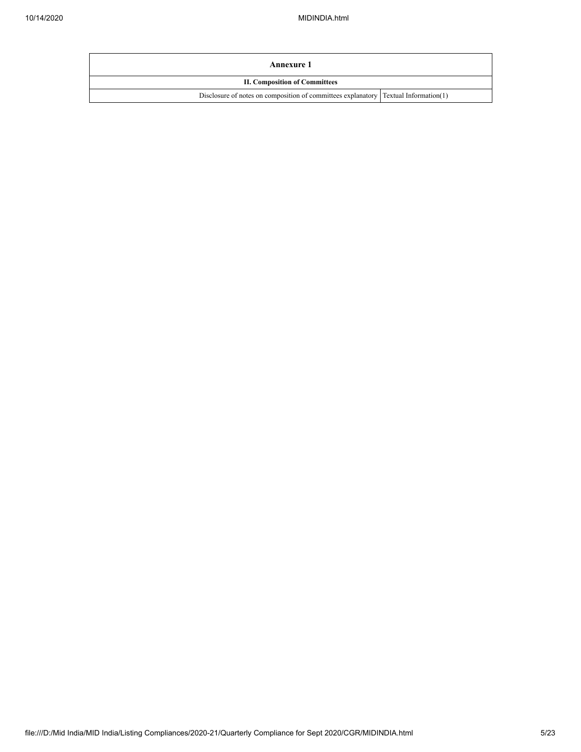| Annexure 1 | |
|---|---|
| **II. Composition of Committees** | |
| Disclosure of notes on composition of committees explanatory | Textual Information(1) |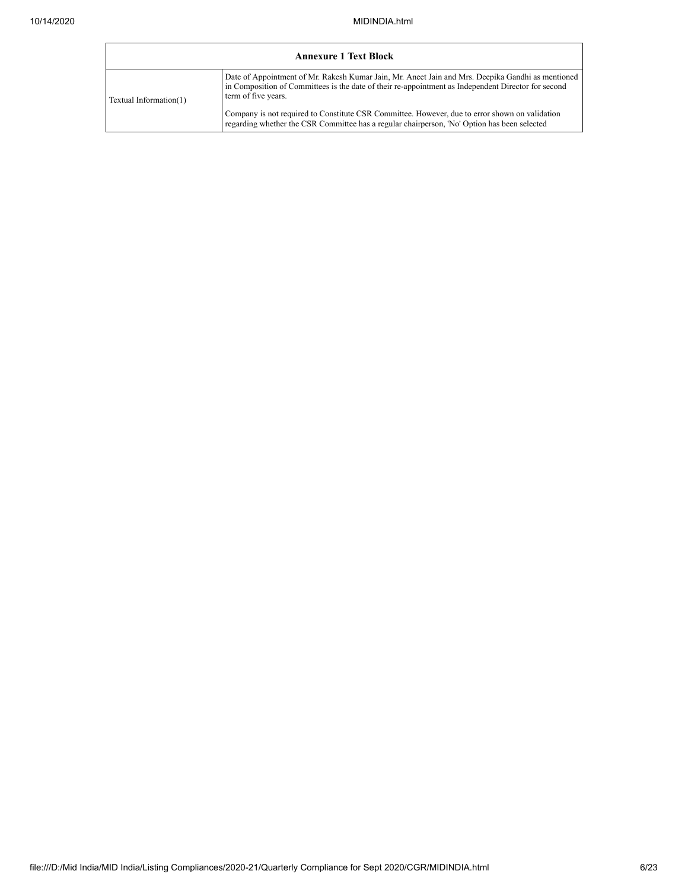| Annexure 1 Text Block | |
|---|---|
| Textual Information(1) | Date of Appointment of Mr. Rakesh Kumar Jain, Mr. Aneet Jain and Mrs. Deepika Gandhi as mentioned in Composition of Committees is the date of their re-appointment as Independent Director for second term of five years.<br><br>Company is not required to Constitute CSR Committee. However, due to error shown on validation regarding whether the CSR Committee has a regular chairperson, 'No' Option has been selected |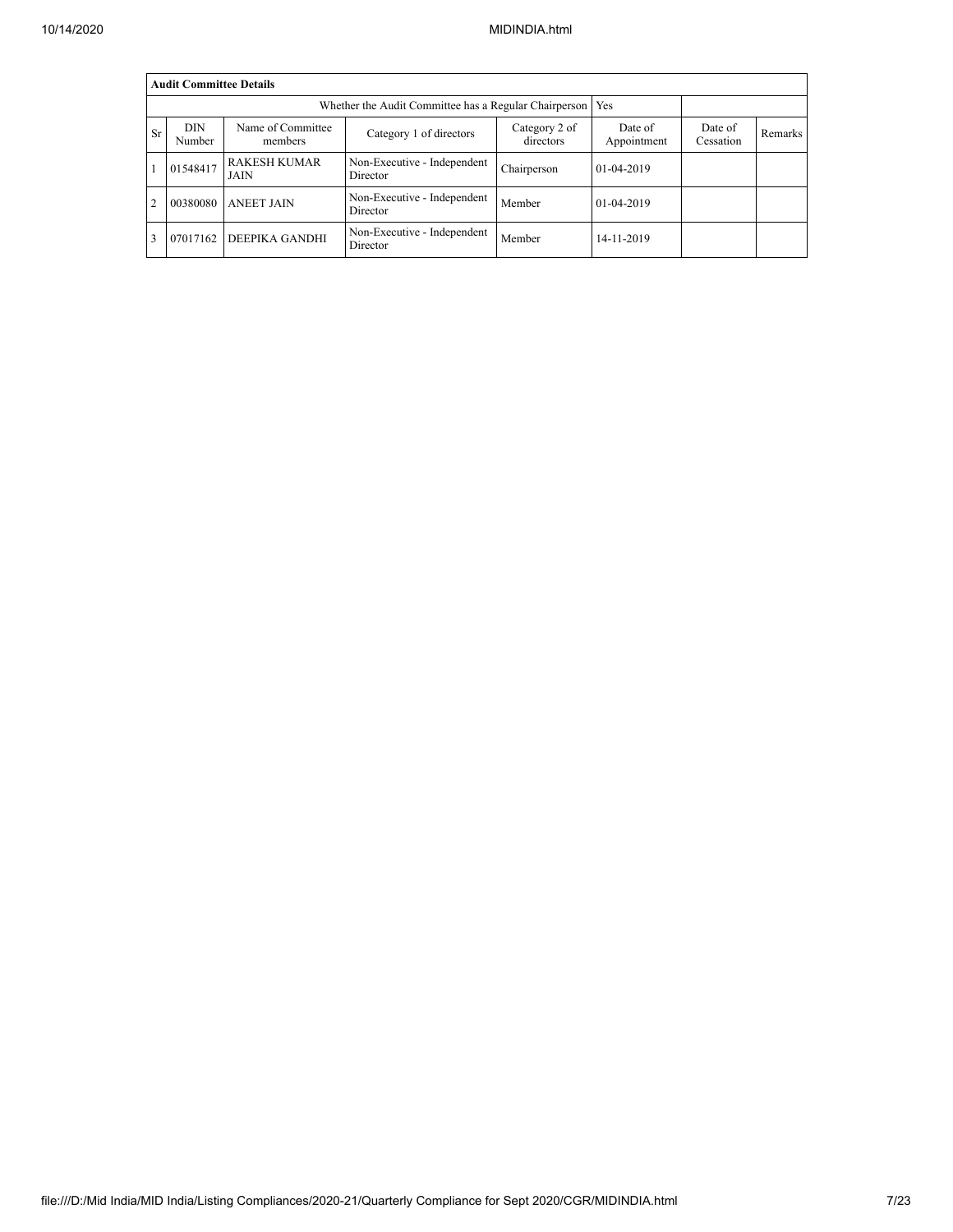| Audit Committee Details | | | | | | | |
|---|---|---|---|---|---|---|---|
| Whether the Audit Committee has a Regular Chairperson | | | | Yes | | | |
| Sr | DIN Number | Name of Committee members | Category 1 of directors | Category 2 of directors | Date of Appointment | Date of Cessation | Remarks |
| 1 | 01548417 | RAKESH KUMAR JAIN | Non-Executive - Independent Director | Chairperson | 01-04-2019 | | |
| 2 | 00380080 | ANEET JAIN | Non-Executive - Independent Director | Member | 01-04-2019 | | |
| 3 | 07017162 | DEEPIKA GANDHI | Non-Executive - Independent Director | Member | 14-11-2019 | | |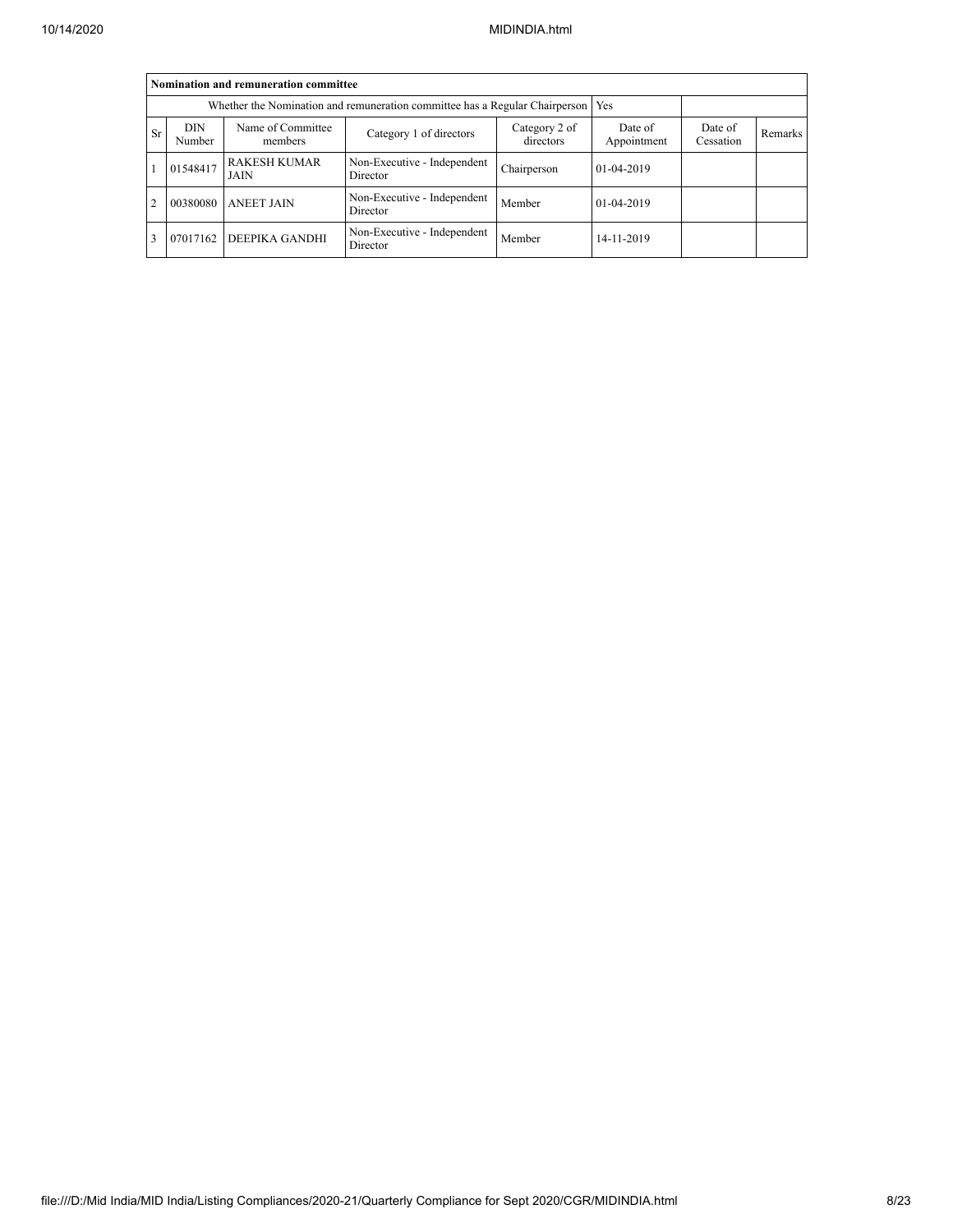| Nomination and remuneration committee | | | | | | | |
|---|---|---|---|---|---|---|---|
| Whether the Nomination and remuneration committee has a Regular Chairperson | | | | | Yes | | |
| Sr | DIN Number | Name of Committee members | Category 1 of directors | Category 2 of directors | Date of Appointment | Date of Cessation | Remarks |
| 1 | 01548417 | RAKESH KUMAR JAIN | Non-Executive - Independent Director | Chairperson | 01-04-2019 | | |
| 2 | 00380080 | ANEET JAIN | Non-Executive - Independent Director | Member | 01-04-2019 | | |
| 3 | 07017162 | DEEPIKA GANDHI | Non-Executive - Independent Director | Member | 14-11-2019 | | |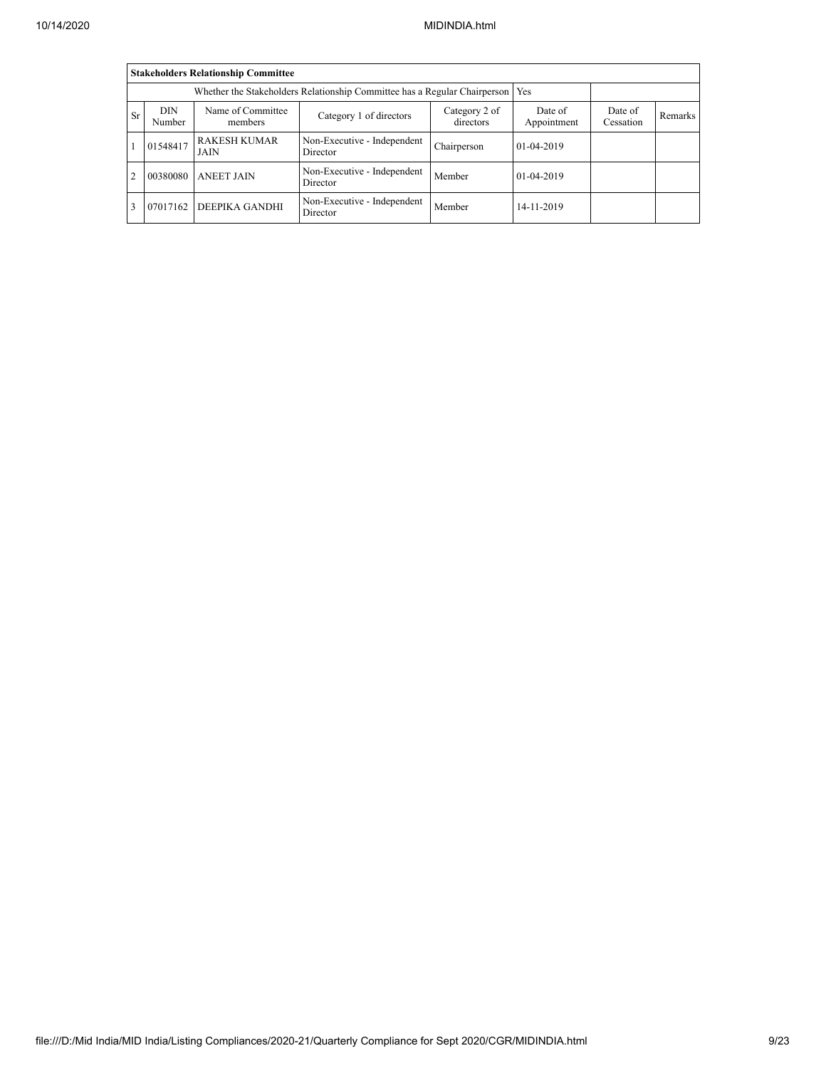| Stakeholders Relationship Committee | | | | | | | |
|---|---|---|---|---|---|---|---|
| Whether the Stakeholders Relationship Committee has a Regular Chairperson | | | | | Yes | | |
| Sr | DIN Number | Name of Committee members | Category 1 of directors | Category 2 of directors | Date of Appointment | Date of Cessation | Remarks |
| 1 | 01548417 | RAKESH KUMAR JAIN | Non-Executive - Independent Director | Chairperson | 01-04-2019 | | |
| 2 | 00380080 | ANEET JAIN | Non-Executive - Independent Director | Member | 01-04-2019 | | |
| 3 | 07017162 | DEEPIKA GANDHI | Non-Executive - Independent Director | Member | 14-11-2019 | | |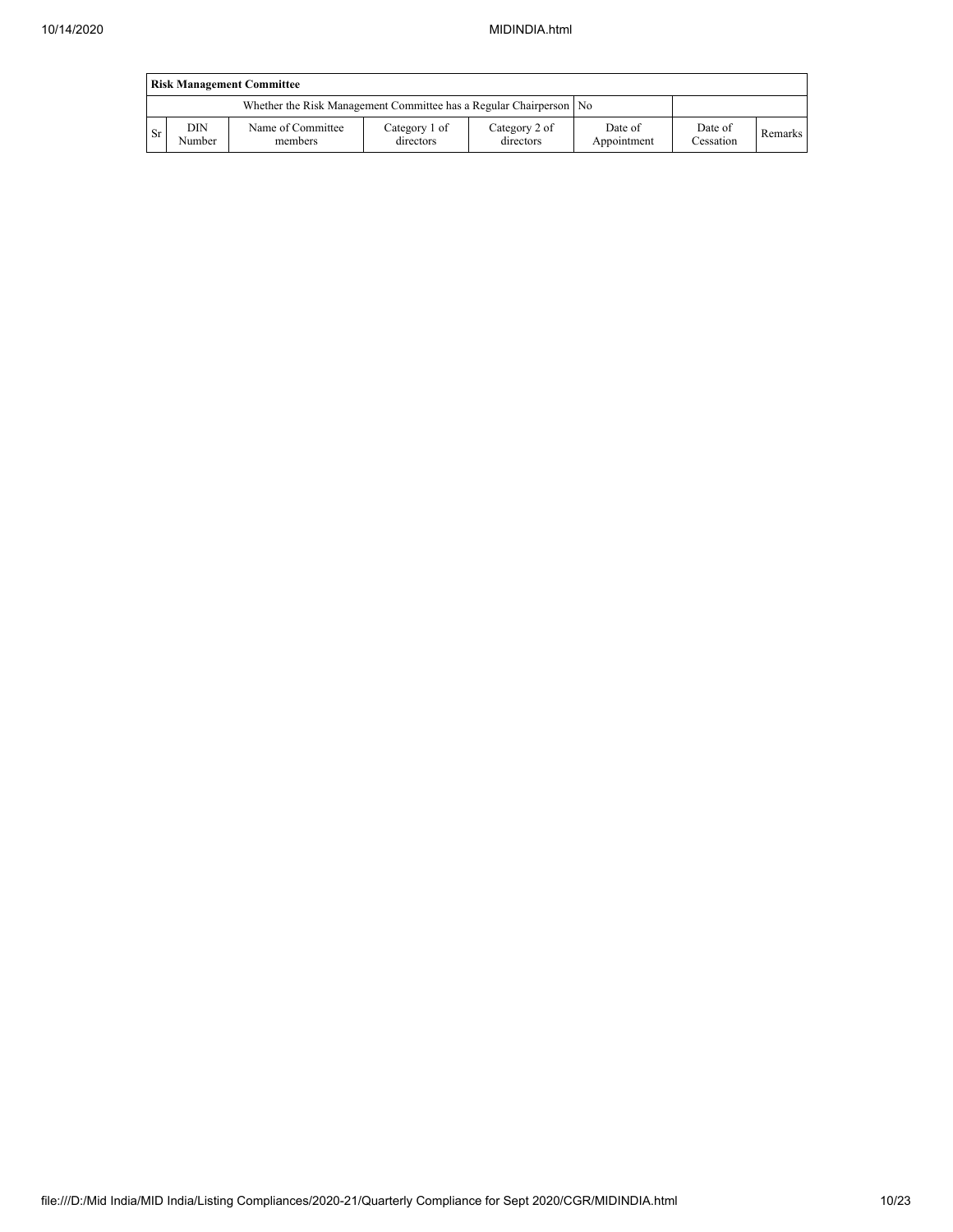| Risk Management Committee | | | | | | | |
|---|---|---|---|---|---|---|---|
| Whether the Risk Management Committee has a Regular Chairperson | | | | | No | | |
| Sr | DIN Number | Name of Committee members | Category 1 of directors | Category 2 of directors | Date of Appointment | Date of Cessation | Remarks |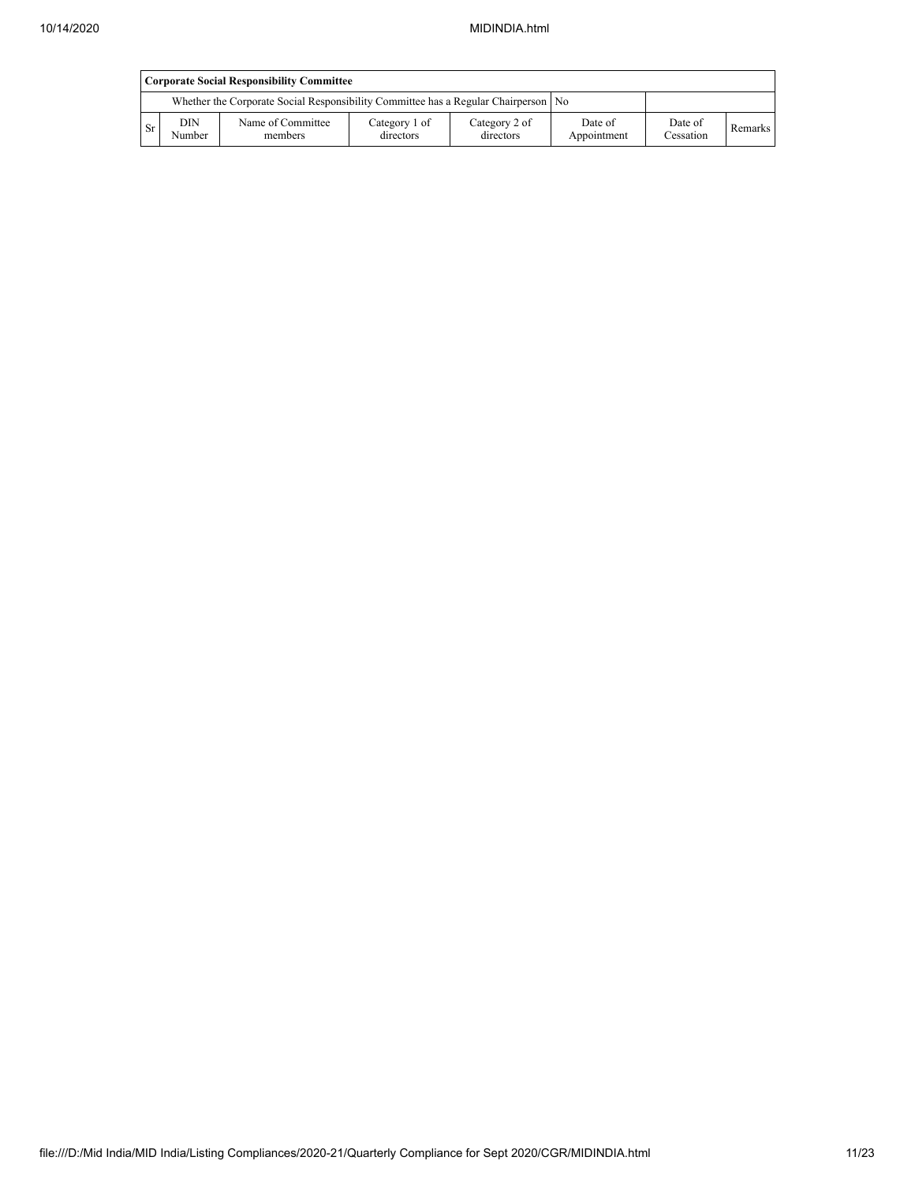| Corporate Social Responsibility Committee | | | | | | | |
|---|---|---|---|---|---|---|---|
| Whether the Corporate Social Responsibility Committee has a Regular Chairperson | | | | | No | | |
| Sr | DIN Number | Name of Committee members | Category 1 of directors | Category 2 of directors | Date of Appointment | Date of Cessation | Remarks |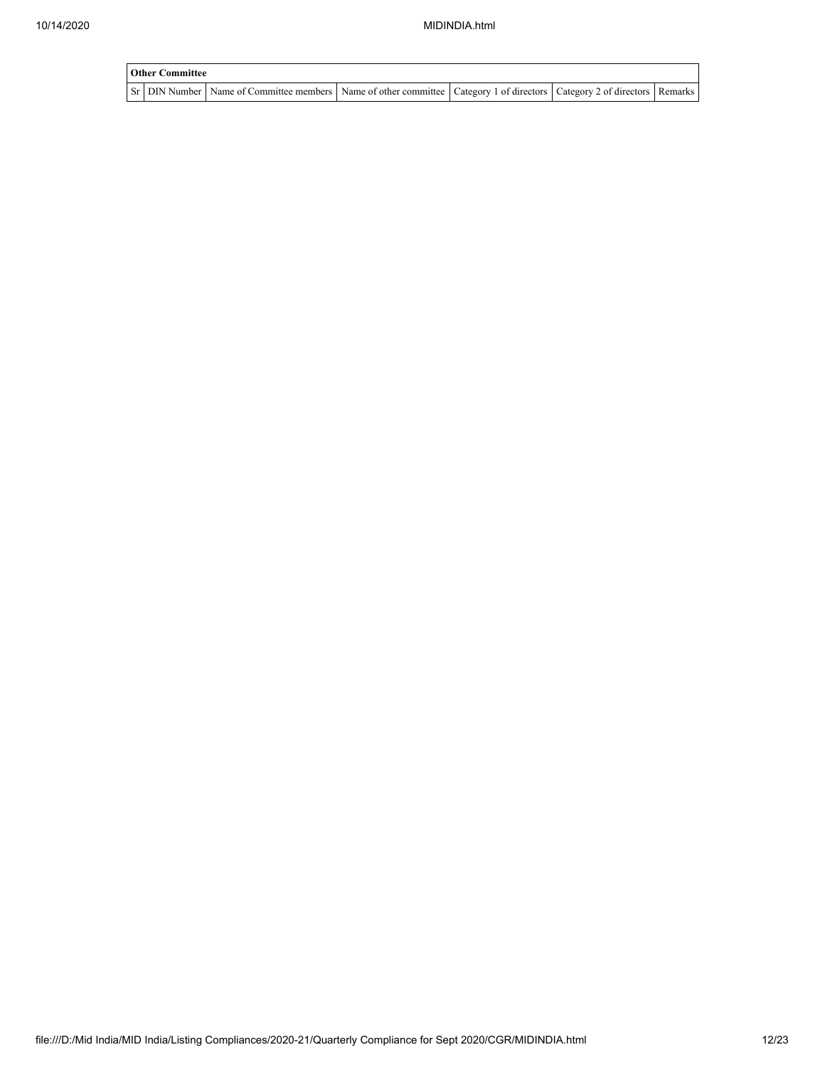| Other Committee | | | | | | |
|---|---|---|---|---|---|---|
| Sr | DIN Number | Name of Committee members | Name of other committee | Category 1 of directors | Category 2 of directors | Remarks |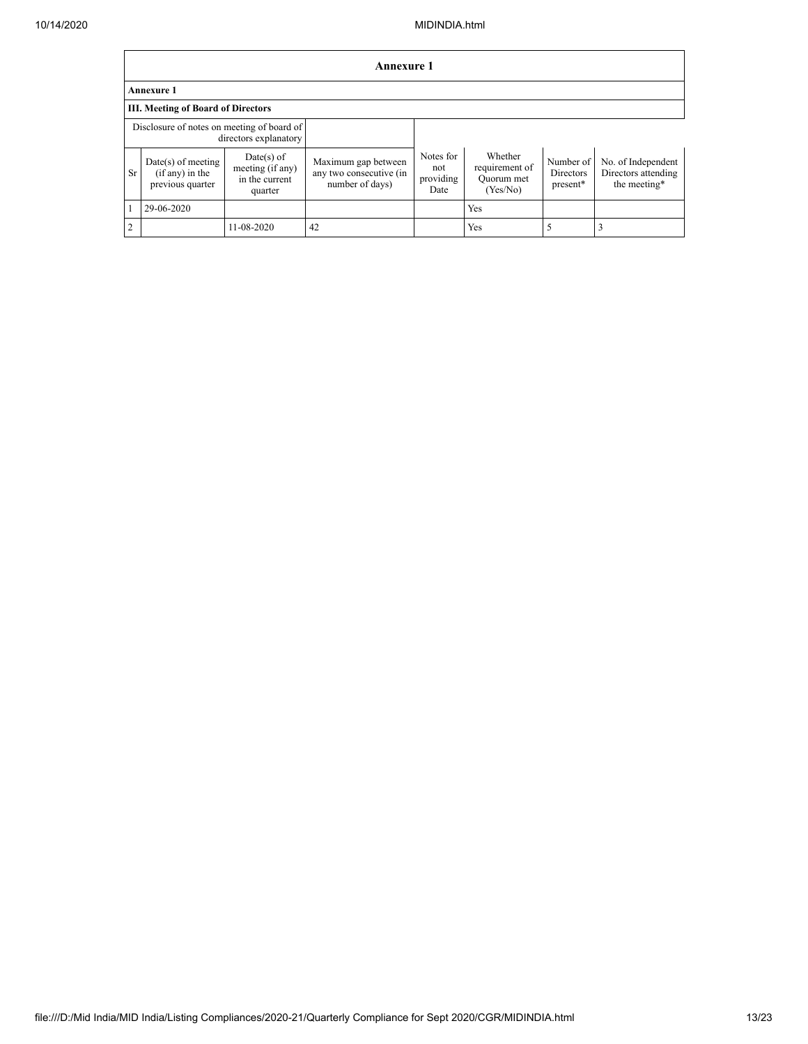## Annexure 1

### Annexure 1

### III. Meeting of Board of Directors

| Disclosure of notes on meeting of board of directors explanatory | | | | | | | |
|---|---|---|---|---|---|---|---|
| Sr | Date(s) of meeting (if any) in the previous quarter | Date(s) of meeting (if any) in the current quarter | Maximum gap between any two consecutive (in number of days) | Notes for not providing Date | Whether requirement of Quorum met (Yes/No) | Number of Directors present* | No. of Independent Directors attending the meeting* |
| 1 | 29-06-2020 | | | | Yes | | |
| 2 | | 11-08-2020 | 42 | | Yes | 5 | 3 |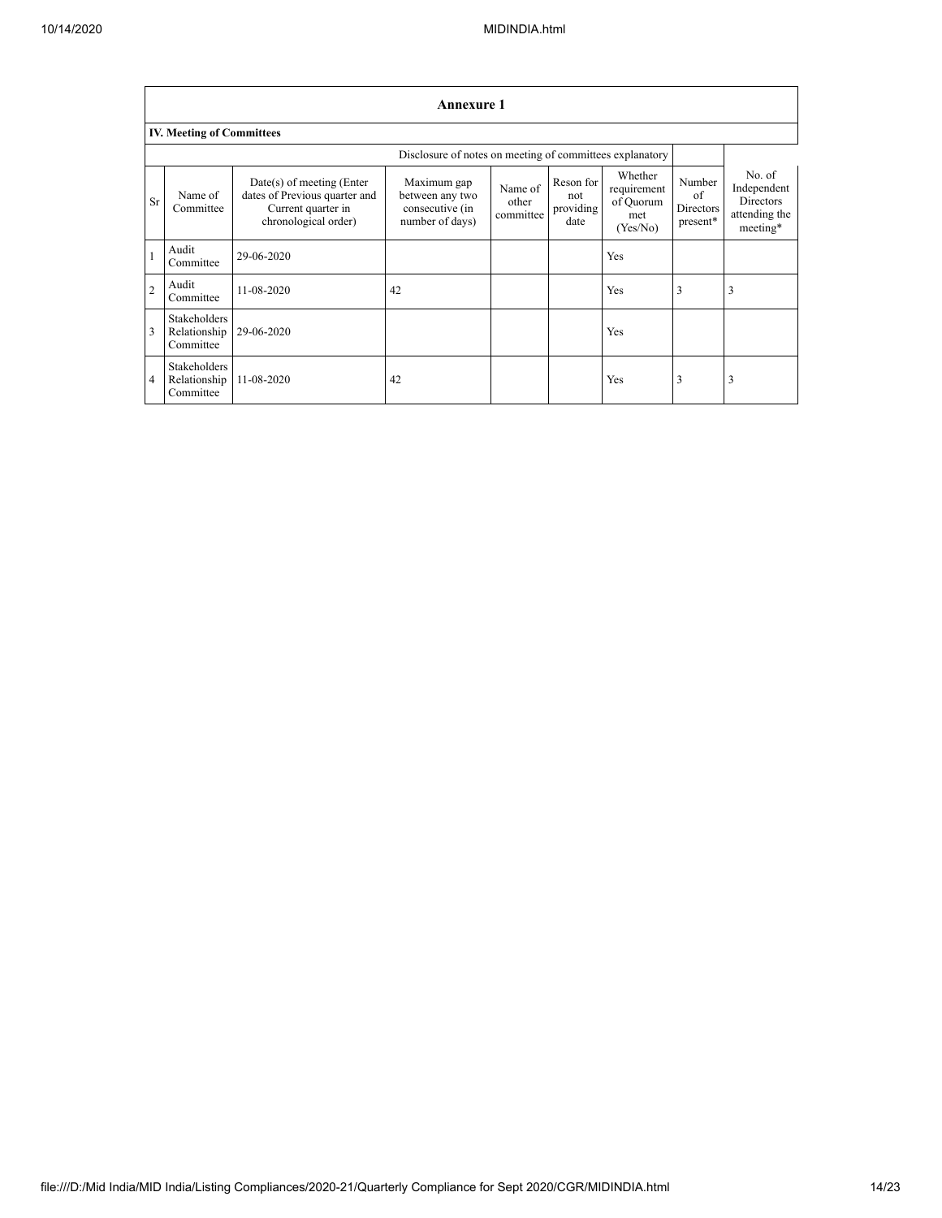## Annexure 1

### IV. Meeting of Committees

Disclosure of notes on meeting of committees explanatory

| Sr | Name of Committee | Date(s) of meeting (Enter dates of Previous quarter and Current quarter in chronological order) | Maximum gap between any two consecutive (in number of days) | Name of other committee | Reson for not providing date | Whether requirement of Quorum met (Yes/No) | Number of Directors present* | No. of Independent Directors attending the meeting* |
|---|---|---|---|---|---|---|---|---|
| 1 | Audit Committee | 29-06-2020 | | | | Yes | | |
| 2 | Audit Committee | 11-08-2020 | 42 | | | Yes | 3 | 3 |
| 3 | Stakeholders Relationship Committee | 29-06-2020 | | | | Yes | | |
| 4 | Stakeholders Relationship Committee | 11-08-2020 | 42 | | | Yes | 3 | 3 |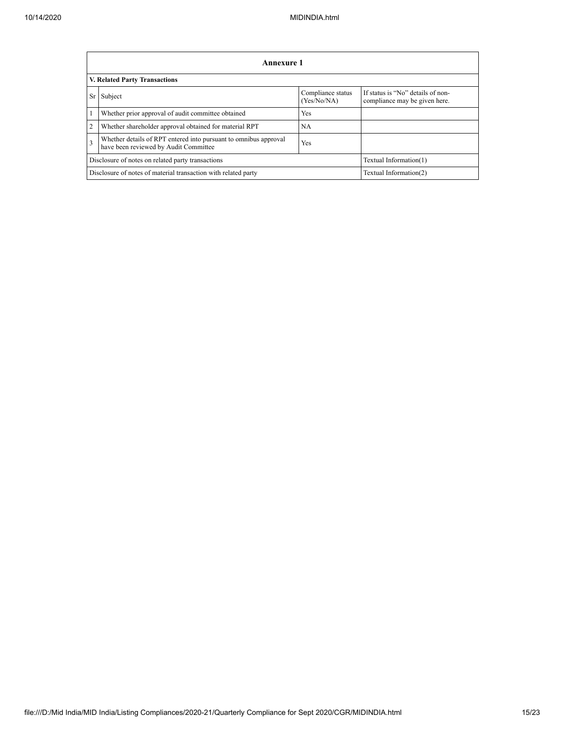| Annexure 1 | | | |
|---|---|---|---|
| **V. Related Party Transactions** | | | |
| Sr | Subject | Compliance status (Yes/No/NA) | If status is "No" details of non-compliance may be given here. |
| 1 | Whether prior approval of audit committee obtained | Yes | |
| 2 | Whether shareholder approval obtained for material RPT | NA | |
| 3 | Whether details of RPT entered into pursuant to omnibus approval have been reviewed by Audit Committee | Yes | |
| Disclosure of notes on related party transactions | | | Textual Information(1) |
| Disclosure of notes of material transaction with related party | | | Textual Information(2) |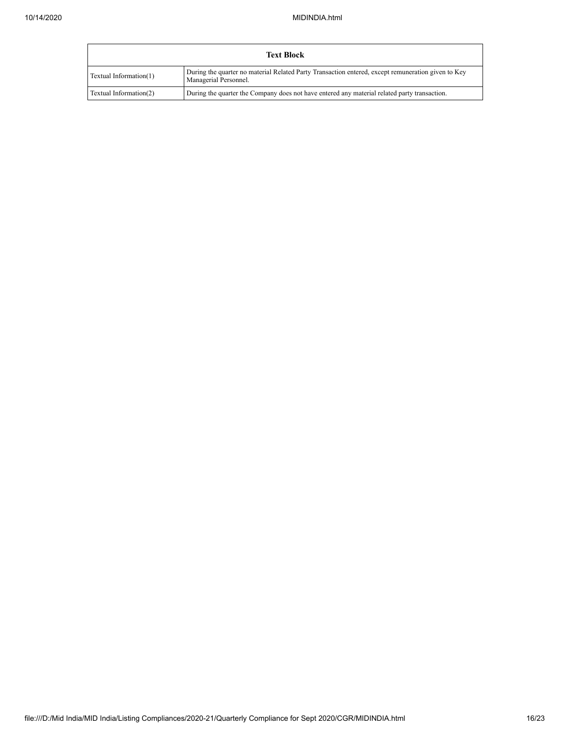| Text Block | |
|---|---|
| Textual Information(1) | During the quarter no material Related Party Transaction entered, except remuneration given to Key Managerial Personnel. |
| Textual Information(2) | During the quarter the Company does not have entered any material related party transaction. |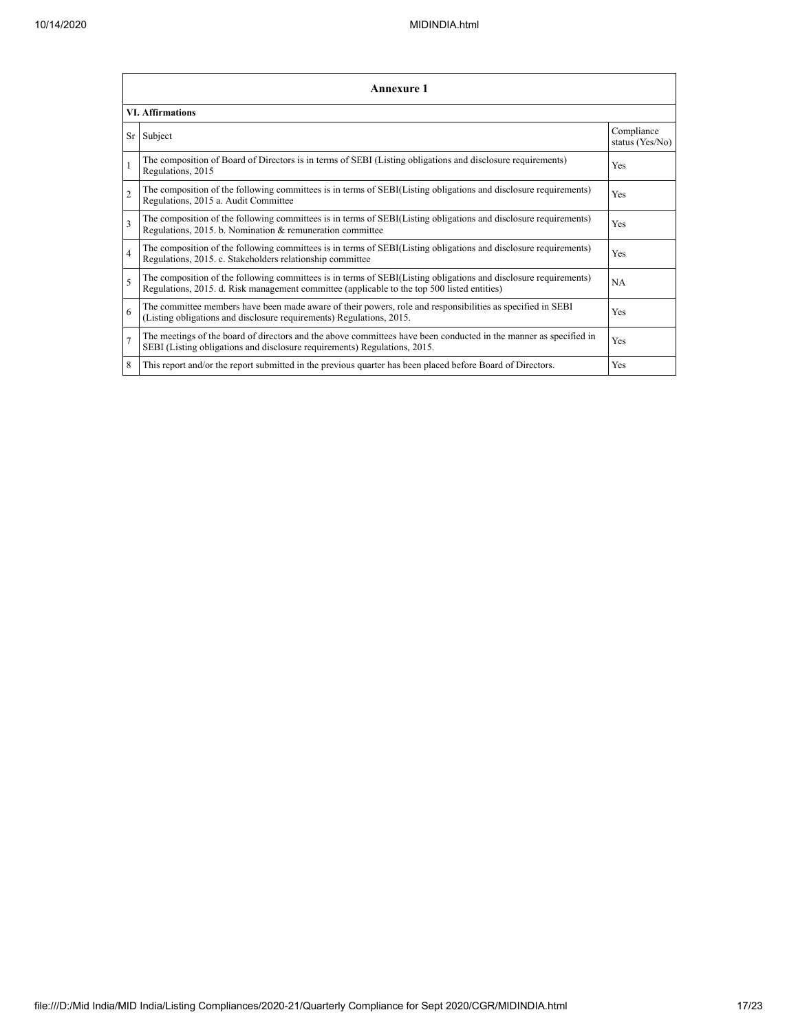| Annexure 1 | | |
|---|---|---|
| **VI. Affirmations** | | |
| Sr | Subject | Compliance status (Yes/No) |
| 1 | The composition of Board of Directors is in terms of SEBI (Listing obligations and disclosure requirements) Regulations, 2015 | Yes |
| 2 | The composition of the following committees is in terms of SEBI(Listing obligations and disclosure requirements) Regulations, 2015 a. Audit Committee | Yes |
| 3 | The composition of the following committees is in terms of SEBI(Listing obligations and disclosure requirements) Regulations, 2015. b. Nomination & remuneration committee | Yes |
| 4 | The composition of the following committees is in terms of SEBI(Listing obligations and disclosure requirements) Regulations, 2015. c. Stakeholders relationship committee | Yes |
| 5 | The composition of the following committees is in terms of SEBI(Listing obligations and disclosure requirements) Regulations, 2015. d. Risk management committee (applicable to the top 500 listed entities) | NA |
| 6 | The committee members have been made aware of their powers, role and responsibilities as specified in SEBI (Listing obligations and disclosure requirements) Regulations, 2015. | Yes |
| 7 | The meetings of the board of directors and the above committees have been conducted in the manner as specified in SEBI (Listing obligations and disclosure requirements) Regulations, 2015. | Yes |
| 8 | This report and/or the report submitted in the previous quarter has been placed before Board of Directors. | Yes |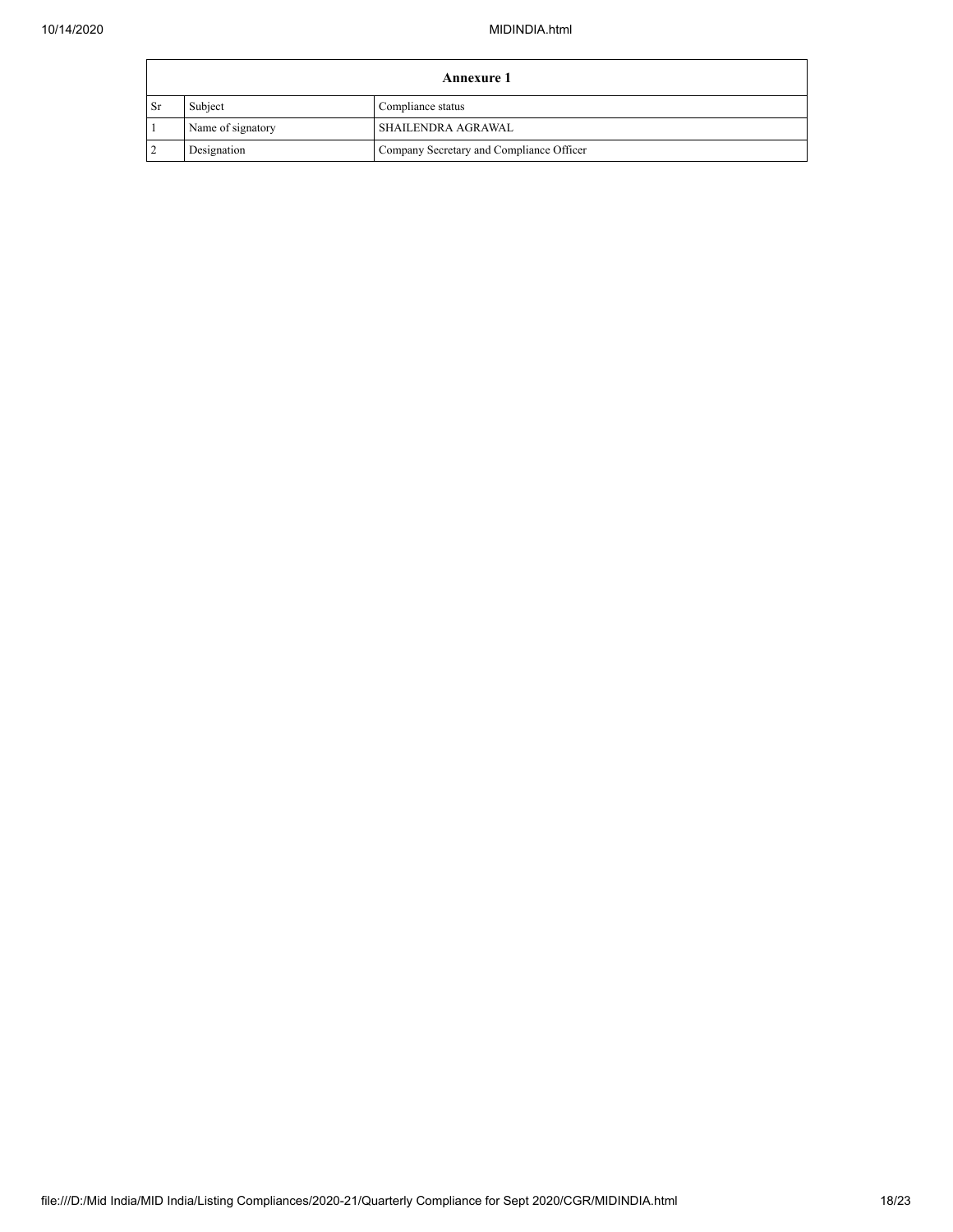| Annexure 1 | | |
|---|---|---|
| Sr | Subject | Compliance status |
| 1 | Name of signatory | SHAILENDRA AGRAWAL |
| 2 | Designation | Company Secretary and Compliance Officer |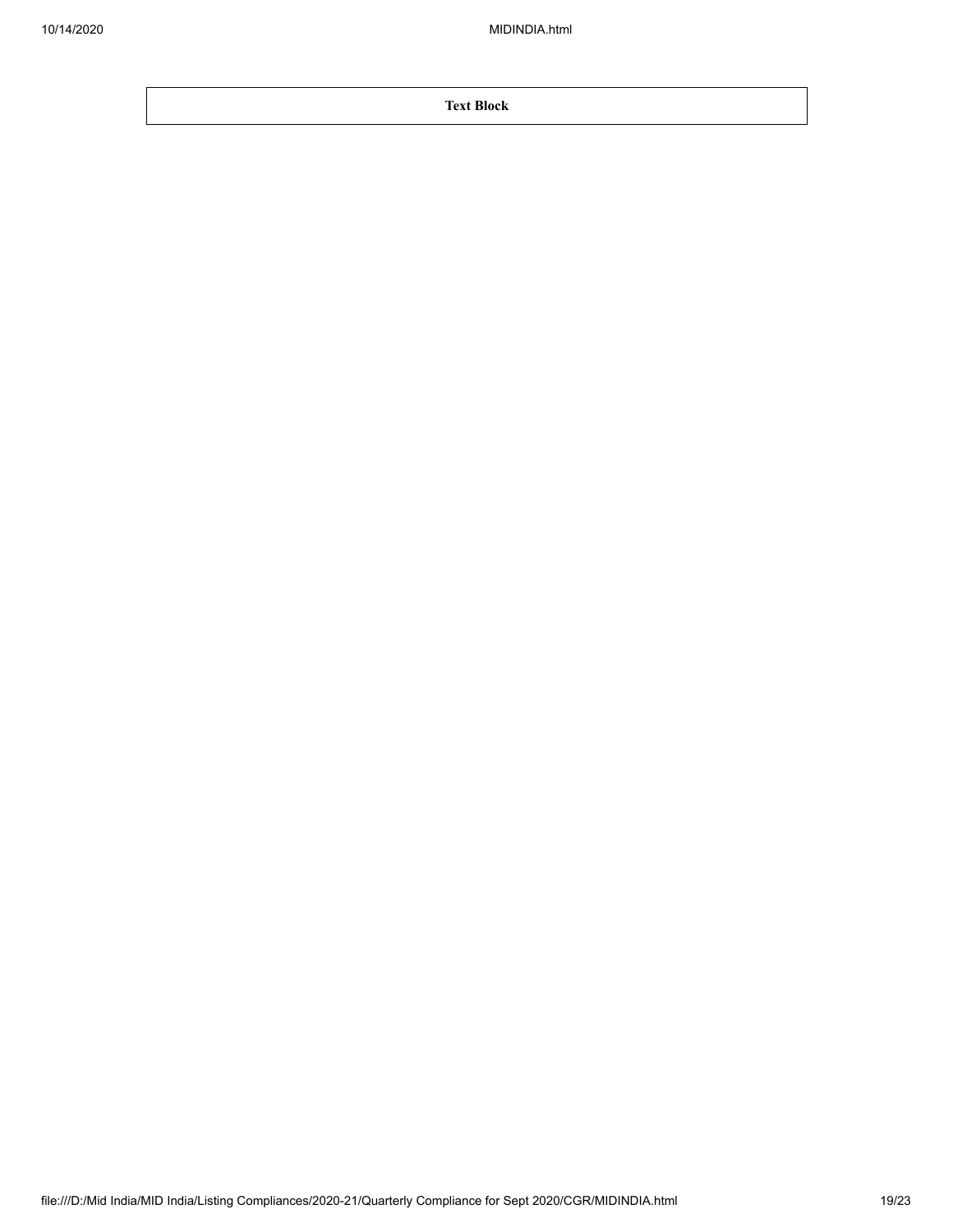| Text Block |
| --- |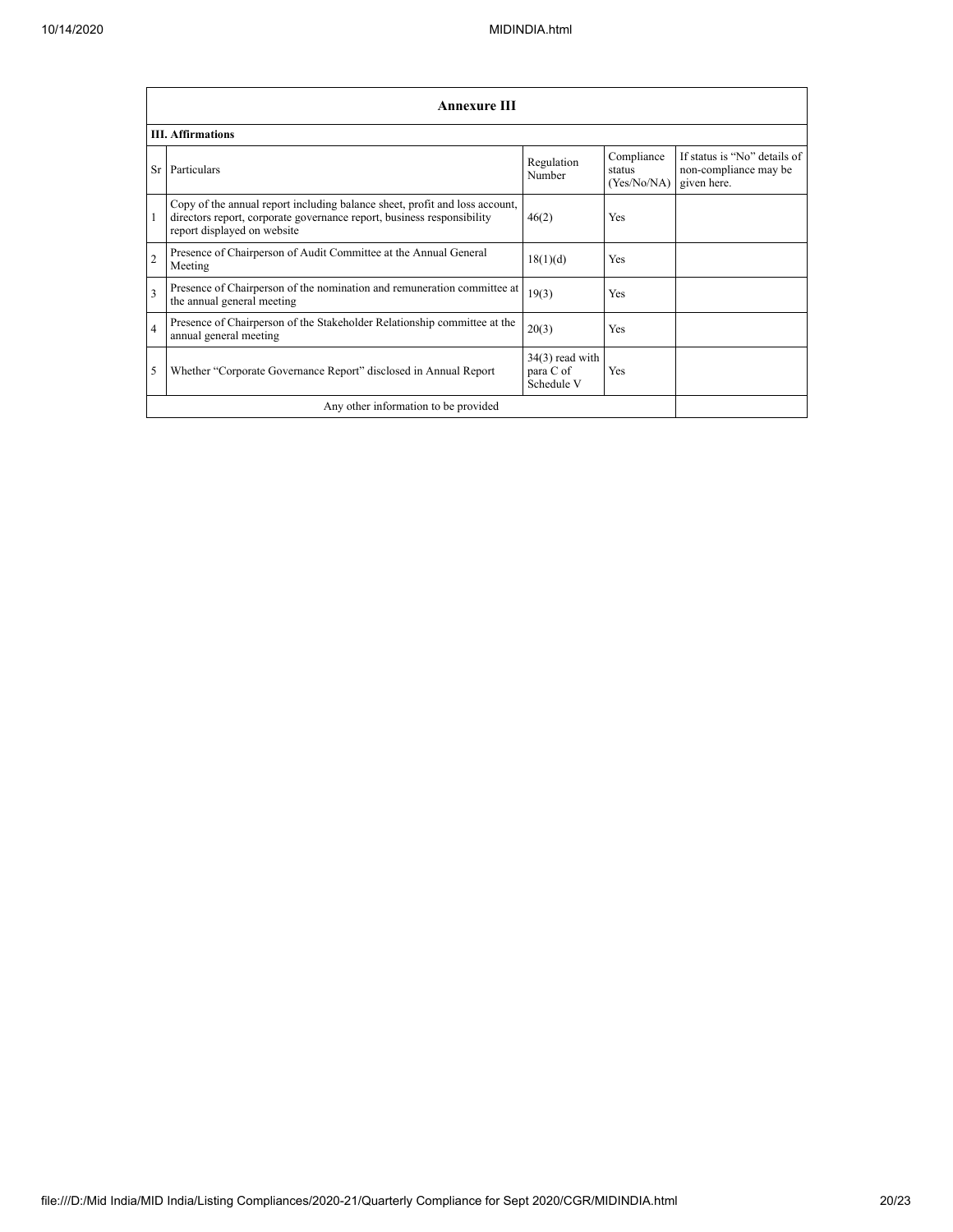## Annexure III

### III. Affirmations

| Sr | Particulars | Regulation Number | Compliance status (Yes/No/NA) | If status is "No" details of non-compliance may be given here. |
|---|---|---|---|---|
| 1 | Copy of the annual report including balance sheet, profit and loss account, directors report, corporate governance report, business responsibility report displayed on website | 46(2) | Yes | |
| 2 | Presence of Chairperson of Audit Committee at the Annual General Meeting | 18(1)(d) | Yes | |
| 3 | Presence of Chairperson of the nomination and remuneration committee at the annual general meeting | 19(3) | Yes | |
| 4 | Presence of Chairperson of the Stakeholder Relationship committee at the annual general meeting | 20(3) | Yes | |
| 5 | Whether "Corporate Governance Report" disclosed in Annual Report | 34(3) read with para C of Schedule V | Yes | |
| | Any other information to be provided | | | |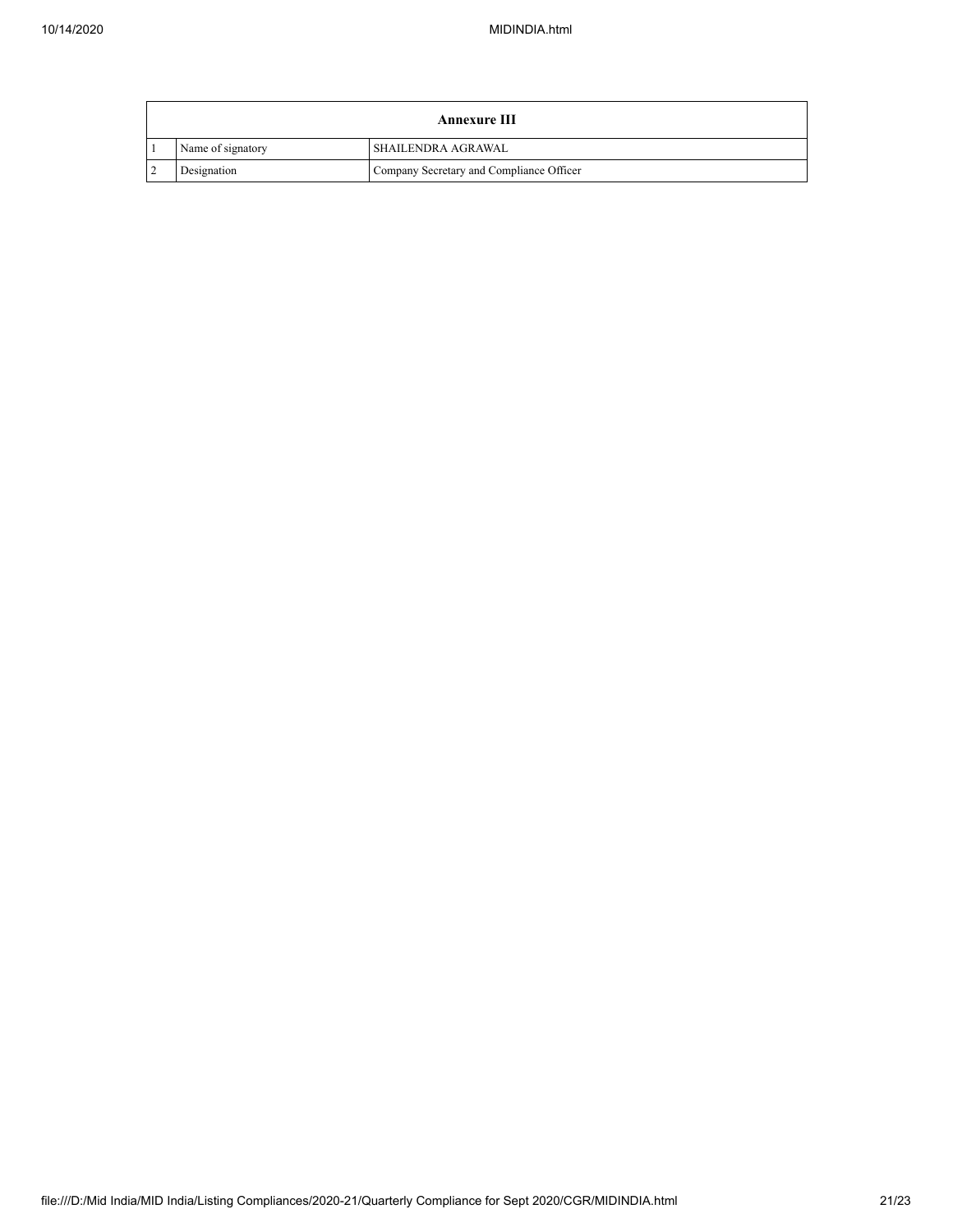| Annexure III | | |
|---|---|---|
| 1 | Name of signatory | SHAILENDRA AGRAWAL |
| 2 | Designation | Company Secretary and Compliance Officer |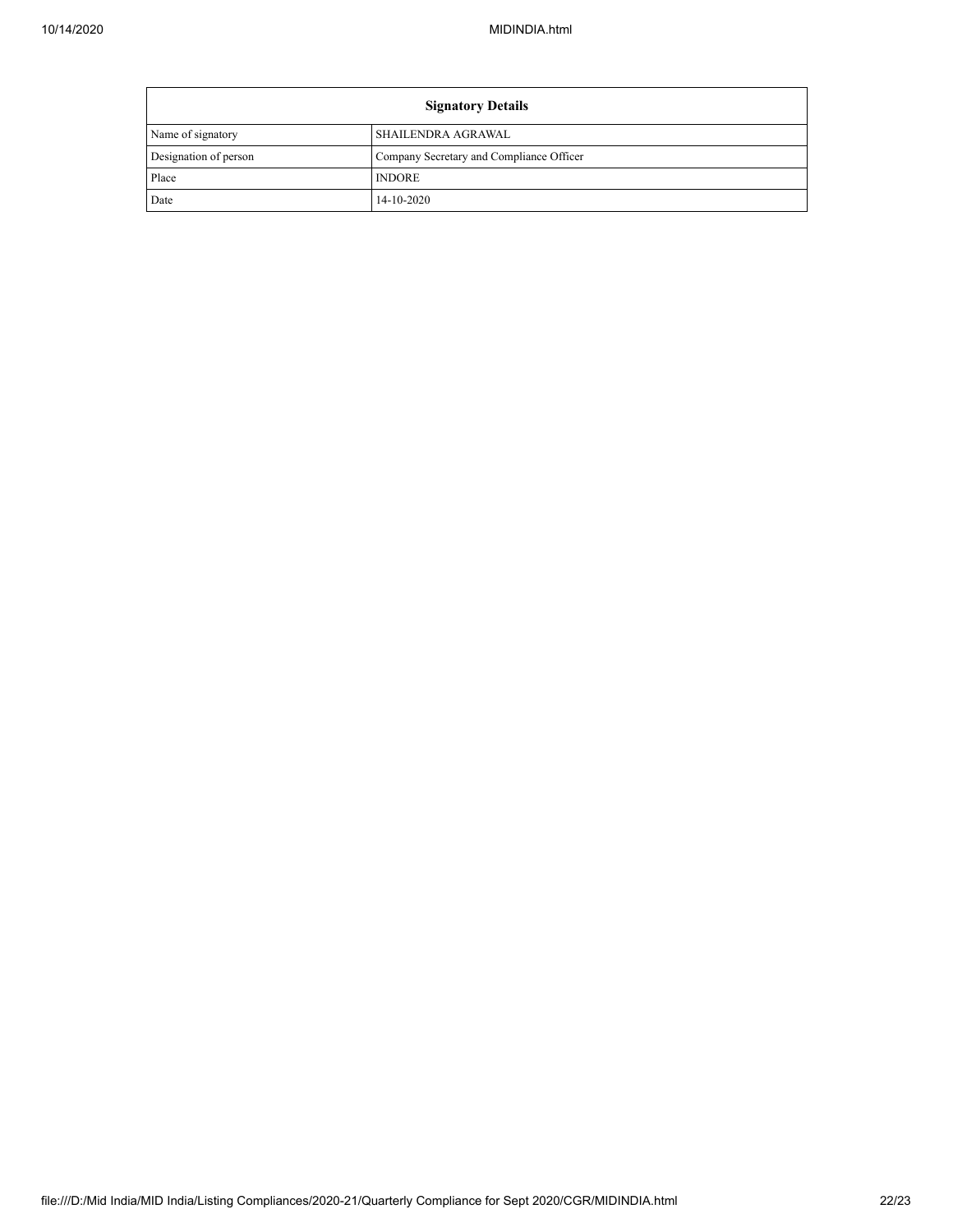| Signatory Details | |
|---|---|
| Name of signatory | SHAILENDRA AGRAWAL |
| Designation of person | Company Secretary and Compliance Officer |
| Place | INDORE |
| Date | 14-10-2020 |